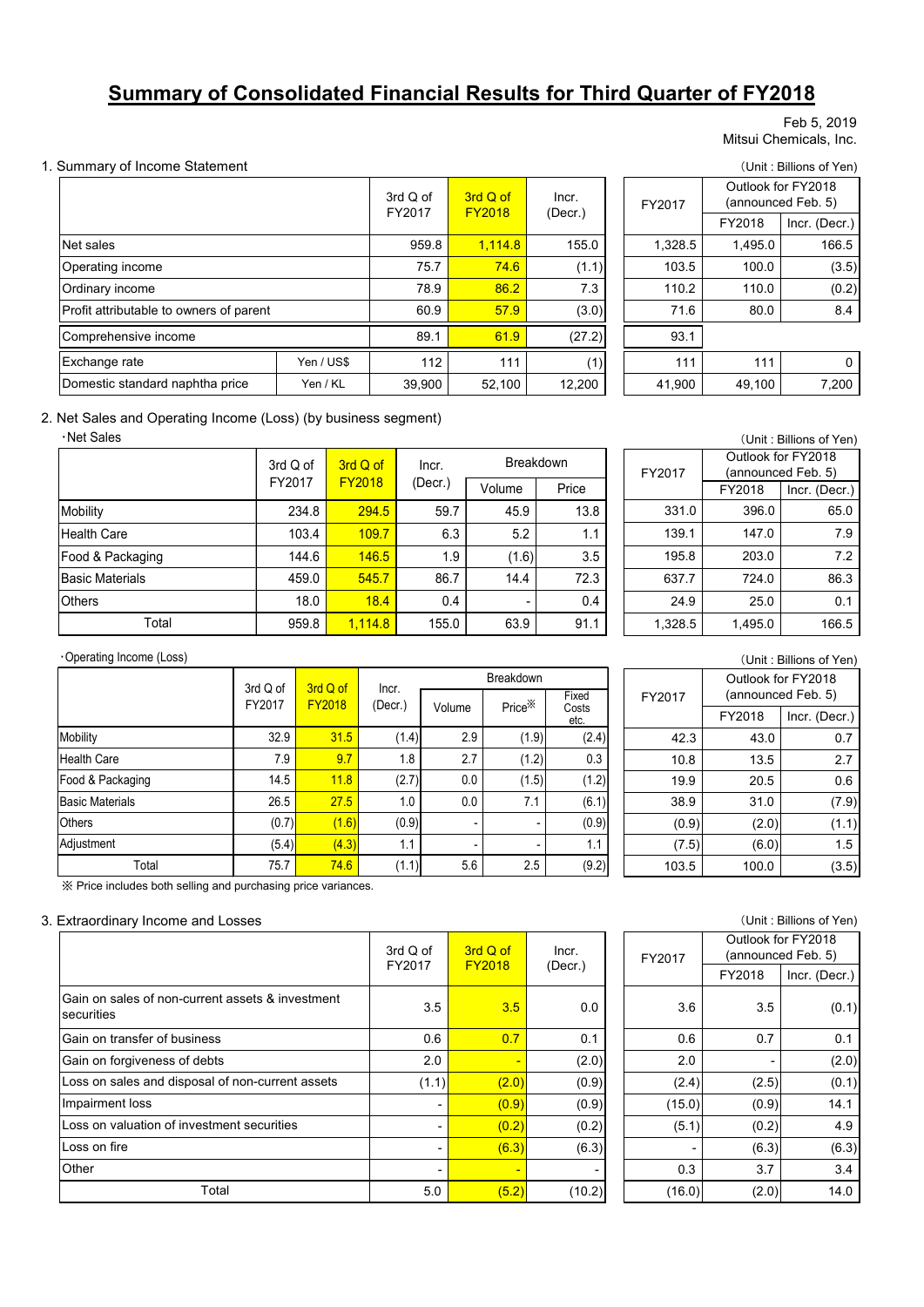# Summary of Consolidated Financial Results for Third Quarter of FY2018

Feb 5, 2019
Mitsui Chemicals, Inc.

## 1. Summary of Income Statement

(Unit : Billions of Yen)

| | | 3rd Q of FY2017 | 3rd Q of FY2018 | Incr. (Decr.) | FY2017 | Outlook for FY2018 (announced Feb. 5) | |
|---|---|---|---|---|---|---|---|
| | | | | | | FY2018 | Incr. (Decr.) |
| Net sales | | 959.8 | 1,114.8 | 155.0 | 1,328.5 | 1,495.0 | 166.5 |
| Operating income | | 75.7 | 74.6 | (1.1) | 103.5 | 100.0 | (3.5) |
| Ordinary income | | 78.9 | 86.2 | 7.3 | 110.2 | 110.0 | (0.2) |
| Profit attributable to owners of parent | | 60.9 | 57.9 | (3.0) | 71.6 | 80.0 | 8.4 |
| Comprehensive income | | 89.1 | 61.9 | (27.2) | 93.1 | | |
| Exchange rate | Yen / US$ | 112 | 111 | (1) | 111 | 111 | 0 |
| Domestic standard naphtha price | Yen / KL | 39,900 | 52,100 | 12,200 | 41,900 | 49,100 | 7,200 |

## 2. Net Sales and Operating Income (Loss) (by business segment)

・Net Sales

(Unit : Billions of Yen)

| | 3rd Q of FY2017 | 3rd Q of FY2018 | Incr. (Decr.) | Breakdown | | FY2017 | Outlook for FY2018 (announced Feb. 5) | |
|---|---|---|---|---|---|---|---|---|
| | | | | Volume | Price | | FY2018 | Incr. (Decr.) |
| Mobility | 234.8 | 294.5 | 59.7 | 45.9 | 13.8 | 331.0 | 396.0 | 65.0 |
| Health Care | 103.4 | 109.7 | 6.3 | 5.2 | 1.1 | 139.1 | 147.0 | 7.9 |
| Food & Packaging | 144.6 | 146.5 | 1.9 | (1.6) | 3.5 | 195.8 | 203.0 | 7.2 |
| Basic Materials | 459.0 | 545.7 | 86.7 | 14.4 | 72.3 | 637.7 | 724.0 | 86.3 |
| Others | 18.0 | 18.4 | 0.4 | - | 0.4 | 24.9 | 25.0 | 0.1 |
| Total | 959.8 | 1,114.8 | 155.0 | 63.9 | 91.1 | 1,328.5 | 1,495.0 | 166.5 |

・Operating Income (Loss)

(Unit : Billions of Yen)

| | 3rd Q of FY2017 | 3rd Q of FY2018 | Incr. (Decr.) | Breakdown | | | FY2017 | Outlook for FY2018 (announced Feb. 5) | |
|---|---|---|---|---|---|---|---|---|---|
| | | | | Volume | Price※ | Fixed Costs etc. | | FY2018 | Incr. (Decr.) |
| Mobility | 32.9 | 31.5 | (1.4) | 2.9 | (1.9) | (2.4) | 42.3 | 43.0 | 0.7 |
| Health Care | 7.9 | 9.7 | 1.8 | 2.7 | (1.2) | 0.3 | 10.8 | 13.5 | 2.7 |
| Food & Packaging | 14.5 | 11.8 | (2.7) | 0.0 | (1.5) | (1.2) | 19.9 | 20.5 | 0.6 |
| Basic Materials | 26.5 | 27.5 | 1.0 | 0.0 | 7.1 | (6.1) | 38.9 | 31.0 | (7.9) |
| Others | (0.7) | (1.6) | (0.9) | - | - | (0.9) | (0.9) | (2.0) | (1.1) |
| Adjustment | (5.4) | (4.3) | 1.1 | - | - | 1.1 | (7.5) | (6.0) | 1.5 |
| Total | 75.7 | 74.6 | (1.1) | 5.6 | 2.5 | (9.2) | 103.5 | 100.0 | (3.5) |

※ Price includes both selling and purchasing price variances.

## 3. Extraordinary Income and Losses

(Unit : Billions of Yen)

| | 3rd Q of FY2017 | 3rd Q of FY2018 | Incr. (Decr.) | FY2017 | Outlook for FY2018 (announced Feb. 5) | |
|---|---|---|---|---|---|---|
| | | | | | FY2018 | Incr. (Decr.) |
| Gain on sales of non-current assets & investment securities | 3.5 | 3.5 | 0.0 | 3.6 | 3.5 | (0.1) |
| Gain on transfer of business | 0.6 | 0.7 | 0.1 | 0.6 | 0.7 | 0.1 |
| Gain on forgiveness of debts | 2.0 | - | (2.0) | 2.0 | - | (2.0) |
| Loss on sales and disposal of non-current assets | (1.1) | (2.0) | (0.9) | (2.4) | (2.5) | (0.1) |
| Impairment loss | - | (0.9) | (0.9) | (15.0) | (0.9) | 14.1 |
| Loss on valuation of investment securities | - | (0.2) | (0.2) | (5.1) | (0.2) | 4.9 |
| Loss on fire | - | (6.3) | (6.3) | - | (6.3) | (6.3) |
| Other | - | - | - | 0.3 | 3.7 | 3.4 |
| Total | 5.0 | (5.2) | (10.2) | (16.0) | (2.0) | 14.0 |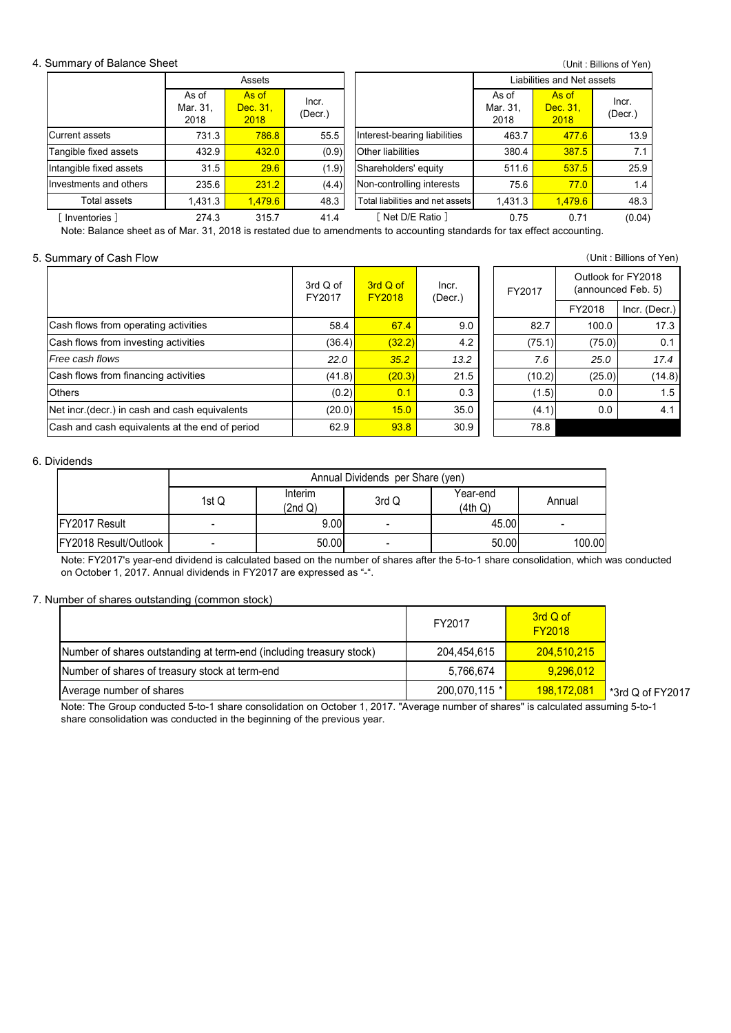## 4. Summary of Balance Sheet

(Unit : Billions of Yen)

| | Assets | | | | Liabilities and Net assets | | |
|---|---|---|---|---|---|---|---|
| | As of Mar. 31, 2018 | As of Dec. 31, 2018 | Incr. (Decr.) | | As of Mar. 31, 2018 | As of Dec. 31, 2018 | Incr. (Decr.) |
| Current assets | 731.3 | 786.8 | 55.5 | Interest-bearing liabilities | 463.7 | 477.6 | 13.9 |
| Tangible fixed assets | 432.9 | 432.0 | (0.9) | Other liabilities | 380.4 | 387.5 | 7.1 |
| Intangible fixed assets | 31.5 | 29.6 | (1.9) | Shareholders' equity | 511.6 | 537.5 | 25.9 |
| Investments and others | 235.6 | 231.2 | (4.4) | Non-controlling interests | 75.6 | 77.0 | 1.4 |
| Total assets | 1,431.3 | 1,479.6 | 48.3 | Total liabilities and net assets | 1,431.3 | 1,479.6 | 48.3 |
| [ Inventories ] | 274.3 | 315.7 | 41.4 | [ Net D/E Ratio ] | 0.75 | 0.71 | (0.04) |

Note: Balance sheet as of Mar. 31, 2018 is restated due to amendments to accounting standards for tax effect accounting.

## 5. Summary of Cash Flow

(Unit : Billions of Yen)

| | 3rd Q of FY2017 | 3rd Q of FY2018 | Incr. (Decr.) | FY2017 | Outlook for FY2018 (announced Feb. 5) | |
|---|---|---|---|---|---|---|
| | | | | | FY2018 | Incr. (Decr.) |
| Cash flows from operating activities | 58.4 | 67.4 | 9.0 | 82.7 | 100.0 | 17.3 |
| Cash flows from investing activities | (36.4) | (32.2) | 4.2 | (75.1) | (75.0) | 0.1 |
| *Free cash flows* | *22.0* | *35.2* | *13.2* | *7.6* | *25.0* | *17.4* |
| Cash flows from financing activities | (41.8) | (20.3) | 21.5 | (10.2) | (25.0) | (14.8) |
| Others | (0.2) | 0.1 | 0.3 | (1.5) | 0.0 | 1.5 |
| Net incr.(decr.) in cash and cash equivalents | (20.0) | 15.0 | 35.0 | (4.1) | 0.0 | 4.1 |
| Cash and cash equivalents at the end of period | 62.9 | 93.8 | 30.9 | 78.8 | | |

## 6. Dividends

| | Annual Dividends per Share (yen) | | | | |
|---|---|---|---|---|---|
| | 1st Q | Interim (2nd Q) | 3rd Q | Year-end (4th Q) | Annual |
| FY2017 Result | - | 9.00 | - | 45.00 | - |
| FY2018 Result/Outlook | - | 50.00 | - | 50.00 | 100.00 |

Note: FY2017's year-end dividend is calculated based on the number of shares after the 5-to-1 share consolidation, which was conducted on October 1, 2017. Annual dividends in FY2017 are expressed as "-".

## 7. Number of shares outstanding (common stock)

| | FY2017 | 3rd Q of FY2018 |
|---|---|---|
| Number of shares outstanding at term-end (including treasury stock) | 204,454,615 | 204,510,215 |
| Number of shares of treasury stock at term-end | 5,766,674 | 9,296,012 |
| Average number of shares | 200,070,115 * | 198,172,081 |

*3rd Q of FY2017

Note: The Group conducted 5-to-1 share consolidation on October 1, 2017. "Average number of shares" is calculated assuming 5-to-1 share consolidation was conducted in the beginning of the previous year.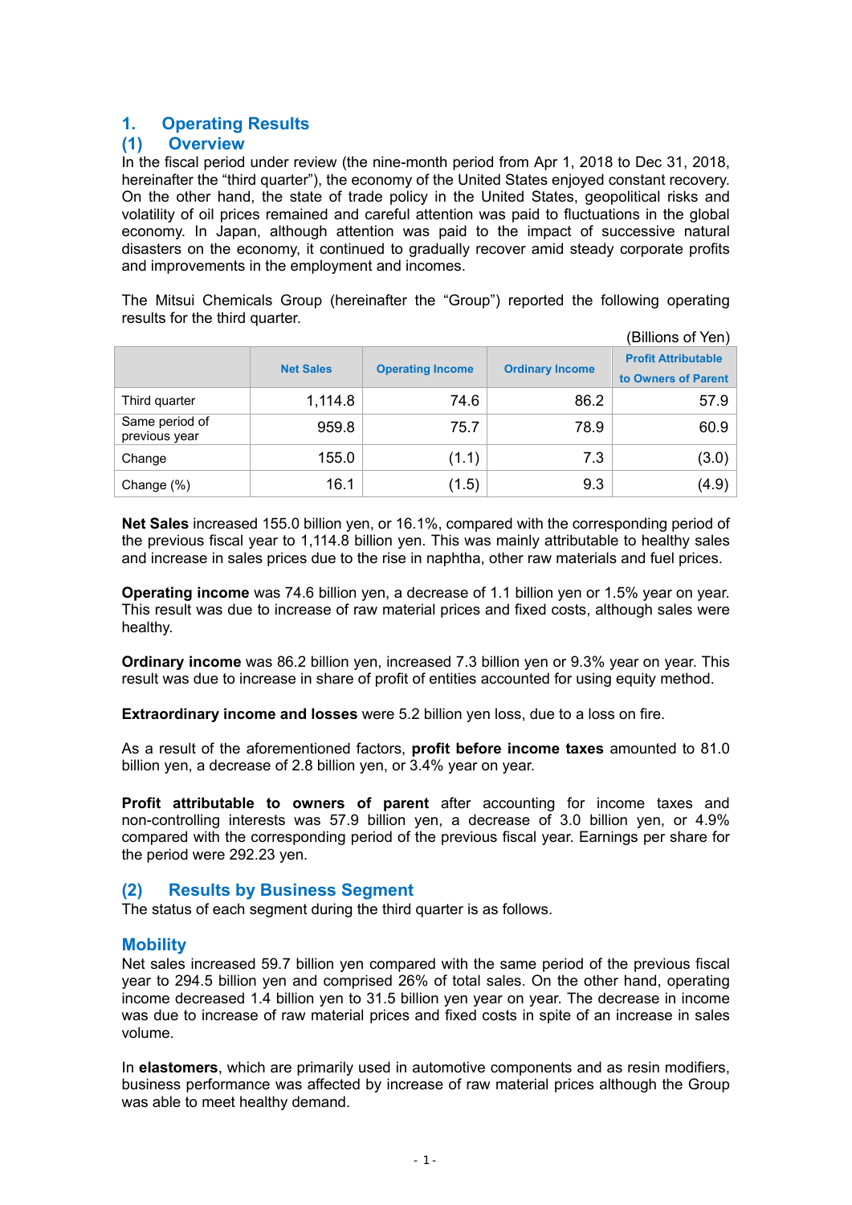## 1. Operating Results

### (1) Overview

In the fiscal period under review (the nine-month period from Apr 1, 2018 to Dec 31, 2018, hereinafter the "third quarter"), the economy of the United States enjoyed constant recovery. On the other hand, the state of trade policy in the United States, geopolitical risks and volatility of oil prices remained and careful attention was paid to fluctuations in the global economy. In Japan, although attention was paid to the impact of successive natural disasters on the economy, it continued to gradually recover amid steady corporate profits and improvements in the employment and incomes.

The Mitsui Chemicals Group (hereinafter the "Group") reported the following operating results for the third quarter.

(Billions of Yen)

| | Net Sales | Operating Income | Ordinary Income | Profit Attributable to Owners of Parent |
|---|---|---|---|---|
| Third quarter | 1,114.8 | 74.6 | 86.2 | 57.9 |
| Same period of previous year | 959.8 | 75.7 | 78.9 | 60.9 |
| Change | 155.0 | (1.1) | 7.3 | (3.0) |
| Change (%) | 16.1 | (1.5) | 9.3 | (4.9) |

**Net Sales** increased 155.0 billion yen, or 16.1%, compared with the corresponding period of the previous fiscal year to 1,114.8 billion yen. This was mainly attributable to healthy sales and increase in sales prices due to the rise in naphtha, other raw materials and fuel prices.

**Operating income** was 74.6 billion yen, a decrease of 1.1 billion yen or 1.5% year on year. This result was due to increase of raw material prices and fixed costs, although sales were healthy.

**Ordinary income** was 86.2 billion yen, increased 7.3 billion yen or 9.3% year on year. This result was due to increase in share of profit of entities accounted for using equity method.

**Extraordinary income and losses** were 5.2 billion yen loss, due to a loss on fire.

As a result of the aforementioned factors, **profit before income taxes** amounted to 81.0 billion yen, a decrease of 2.8 billion yen, or 3.4% year on year.

**Profit attributable to owners of parent** after accounting for income taxes and non-controlling interests was 57.9 billion yen, a decrease of 3.0 billion yen, or 4.9% compared with the corresponding period of the previous fiscal year. Earnings per share for the period were 292.23 yen.

### (2) Results by Business Segment

The status of each segment during the third quarter is as follows.

#### Mobility

Net sales increased 59.7 billion yen compared with the same period of the previous fiscal year to 294.5 billion yen and comprised 26% of total sales. On the other hand, operating income decreased 1.4 billion yen to 31.5 billion yen year on year. The decrease in income was due to increase of raw material prices and fixed costs in spite of an increase in sales volume.

In **elastomers**, which are primarily used in automotive components and as resin modifiers, business performance was affected by increase of raw material prices although the Group was able to meet healthy demand.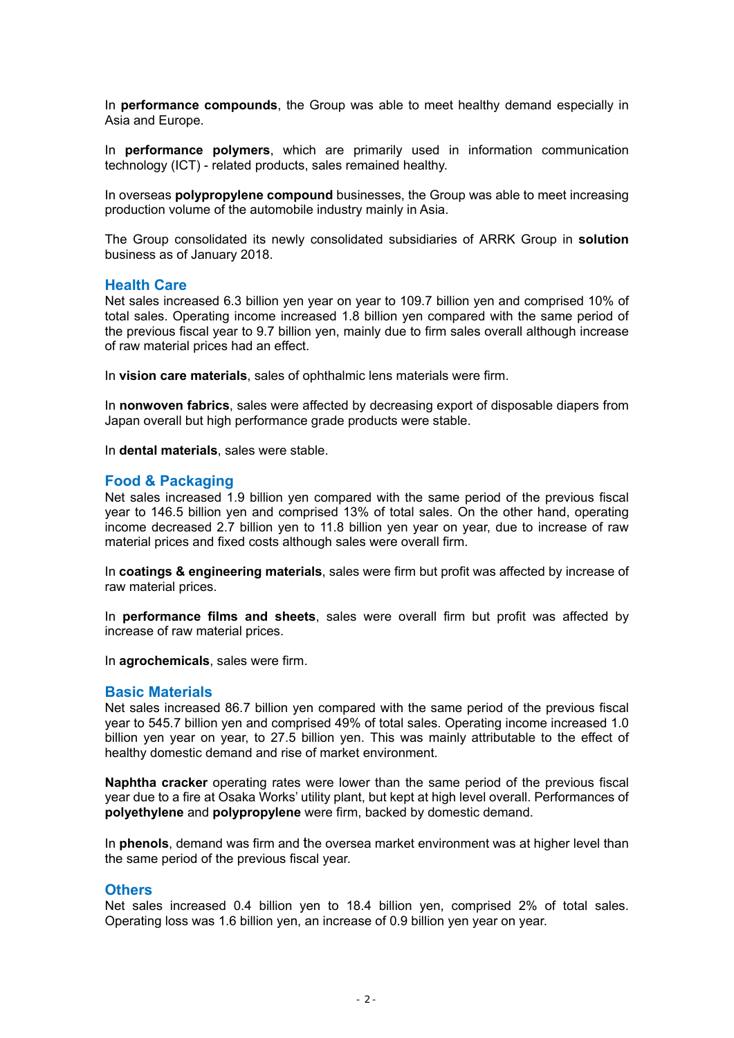In **performance compounds**, the Group was able to meet healthy demand especially in Asia and Europe.

In **performance polymers**, which are primarily used in information communication technology (ICT) - related products, sales remained healthy.

In overseas **polypropylene compound** businesses, the Group was able to meet increasing production volume of the automobile industry mainly in Asia.

The Group consolidated its newly consolidated subsidiaries of ARRK Group in **solution** business as of January 2018.

## Health Care

Net sales increased 6.3 billion yen year on year to 109.7 billion yen and comprised 10% of total sales. Operating income increased 1.8 billion yen compared with the same period of the previous fiscal year to 9.7 billion yen, mainly due to firm sales overall although increase of raw material prices had an effect.

In **vision care materials**, sales of ophthalmic lens materials were firm.

In **nonwoven fabrics**, sales were affected by decreasing export of disposable diapers from Japan overall but high performance grade products were stable.

In **dental materials**, sales were stable.

## Food & Packaging

Net sales increased 1.9 billion yen compared with the same period of the previous fiscal year to 146.5 billion yen and comprised 13% of total sales. On the other hand, operating income decreased 2.7 billion yen to 11.8 billion yen year on year, due to increase of raw material prices and fixed costs although sales were overall firm.

In **coatings & engineering materials**, sales were firm but profit was affected by increase of raw material prices.

In **performance films and sheets**, sales were overall firm but profit was affected by increase of raw material prices.

In **agrochemicals**, sales were firm.

## Basic Materials

Net sales increased 86.7 billion yen compared with the same period of the previous fiscal year to 545.7 billion yen and comprised 49% of total sales. Operating income increased 1.0 billion yen year on year, to 27.5 billion yen. This was mainly attributable to the effect of healthy domestic demand and rise of market environment.

**Naphtha cracker** operating rates were lower than the same period of the previous fiscal year due to a fire at Osaka Works' utility plant, but kept at high level overall. Performances of **polyethylene** and **polypropylene** were firm, backed by domestic demand.

In **phenols**, demand was firm and the oversea market environment was at higher level than the same period of the previous fiscal year.

## Others

Net sales increased 0.4 billion yen to 18.4 billion yen, comprised 2% of total sales. Operating loss was 1.6 billion yen, an increase of 0.9 billion yen year on year.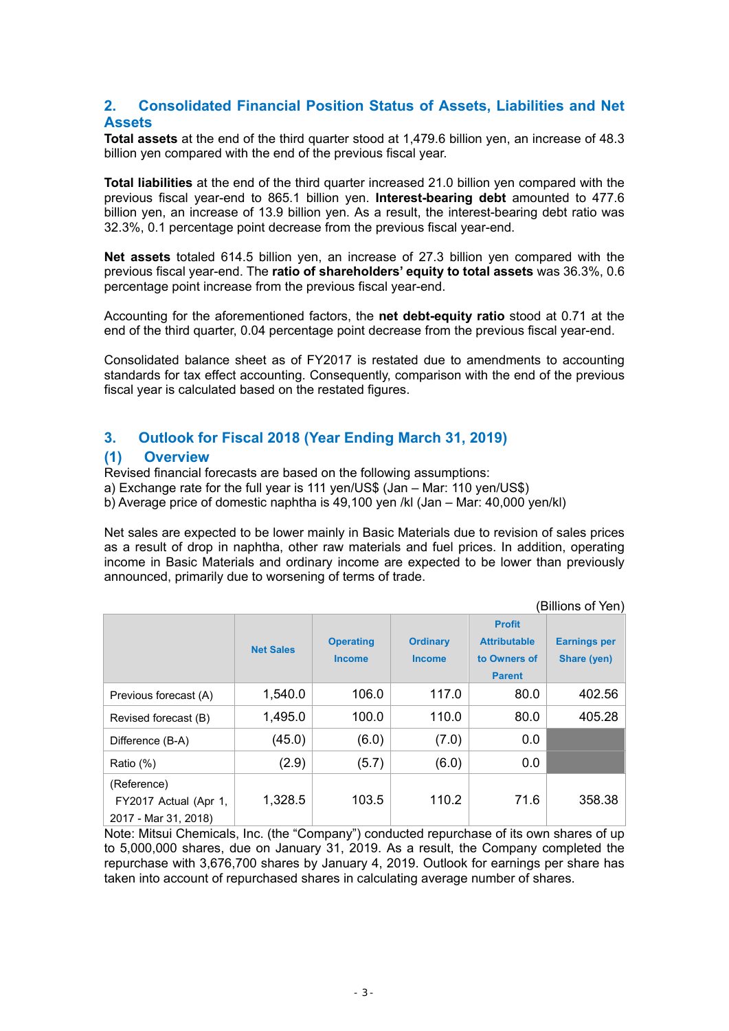## 2. Consolidated Financial Position Status of Assets, Liabilities and Net Assets

**Total assets** at the end of the third quarter stood at 1,479.6 billion yen, an increase of 48.3 billion yen compared with the end of the previous fiscal year.

**Total liabilities** at the end of the third quarter increased 21.0 billion yen compared with the previous fiscal year-end to 865.1 billion yen. **Interest-bearing debt** amounted to 477.6 billion yen, an increase of 13.9 billion yen. As a result, the interest-bearing debt ratio was 32.3%, 0.1 percentage point decrease from the previous fiscal year-end.

**Net assets** totaled 614.5 billion yen, an increase of 27.3 billion yen compared with the previous fiscal year-end. The **ratio of shareholders' equity to total assets** was 36.3%, 0.6 percentage point increase from the previous fiscal year-end.

Accounting for the aforementioned factors, the **net debt-equity ratio** stood at 0.71 at the end of the third quarter, 0.04 percentage point decrease from the previous fiscal year-end.

Consolidated balance sheet as of FY2017 is restated due to amendments to accounting standards for tax effect accounting. Consequently, comparison with the end of the previous fiscal year is calculated based on the restated figures.

## 3. Outlook for Fiscal 2018 (Year Ending March 31, 2019)

### (1) Overview

Revised financial forecasts are based on the following assumptions:

a) Exchange rate for the full year is 111 yen/US$ (Jan – Mar: 110 yen/US$)

b) Average price of domestic naphtha is 49,100 yen /kl (Jan – Mar: 40,000 yen/kl)

Net sales are expected to be lower mainly in Basic Materials due to revision of sales prices as a result of drop in naphtha, other raw materials and fuel prices. In addition, operating income in Basic Materials and ordinary income are expected to be lower than previously announced, primarily due to worsening of terms of trade.

(Billions of Yen)

| | Net Sales | Operating Income | Ordinary Income | Profit Attributable to Owners of Parent | Earnings per Share (yen) |
|---|---|---|---|---|---|
| Previous forecast (A) | 1,540.0 | 106.0 | 117.0 | 80.0 | 402.56 |
| Revised forecast (B) | 1,495.0 | 100.0 | 110.0 | 80.0 | 405.28 |
| Difference (B-A) | (45.0) | (6.0) | (7.0) | 0.0 | |
| Ratio (%) | (2.9) | (5.7) | (6.0) | 0.0 | |
| (Reference) FY2017 Actual (Apr 1, 2017 - Mar 31, 2018) | 1,328.5 | 103.5 | 110.2 | 71.6 | 358.38 |

Note: Mitsui Chemicals, Inc. (the "Company") conducted repurchase of its own shares of up to 5,000,000 shares, due on January 31, 2019. As a result, the Company completed the repurchase with 3,676,700 shares by January 4, 2019. Outlook for earnings per share has taken into account of repurchased shares in calculating average number of shares.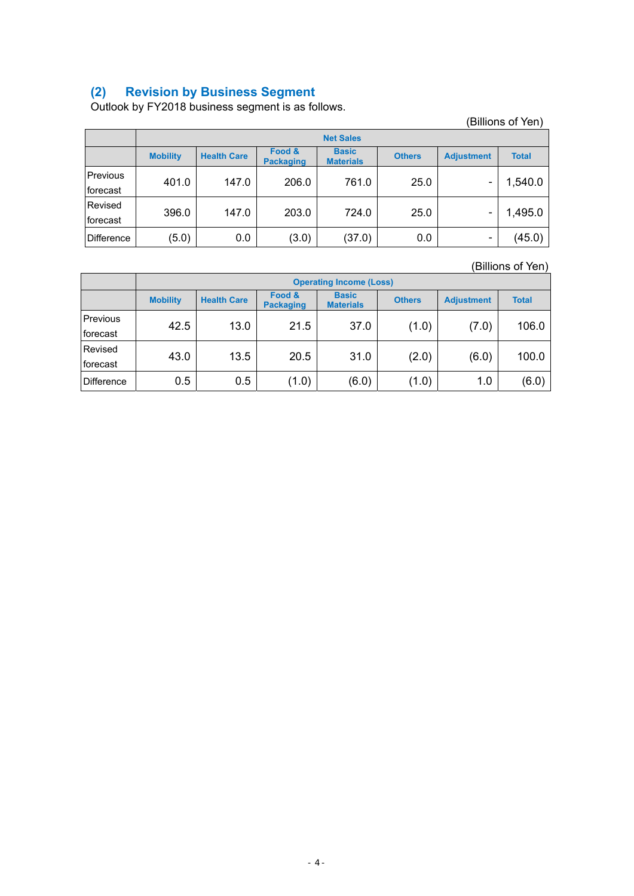## (2) Revision by Business Segment

Outlook by FY2018 business segment is as follows.

(Billions of Yen)

| | Net Sales | | | | | | |
|---|---|---|---|---|---|---|---|
| | Mobility | Health Care | Food & Packaging | Basic Materials | Others | Adjustment | Total |
| Previous forecast | 401.0 | 147.0 | 206.0 | 761.0 | 25.0 | - | 1,540.0 |
| Revised forecast | 396.0 | 147.0 | 203.0 | 724.0 | 25.0 | - | 1,495.0 |
| Difference | (5.0) | 0.0 | (3.0) | (37.0) | 0.0 | - | (45.0) |

(Billions of Yen)

| | Operating Income (Loss) | | | | | | |
|---|---|---|---|---|---|---|---|
| | Mobility | Health Care | Food & Packaging | Basic Materials | Others | Adjustment | Total |
| Previous forecast | 42.5 | 13.0 | 21.5 | 37.0 | (1.0) | (7.0) | 106.0 |
| Revised forecast | 43.0 | 13.5 | 20.5 | 31.0 | (2.0) | (6.0) | 100.0 |
| Difference | 0.5 | 0.5 | (1.0) | (6.0) | (1.0) | 1.0 | (6.0) |